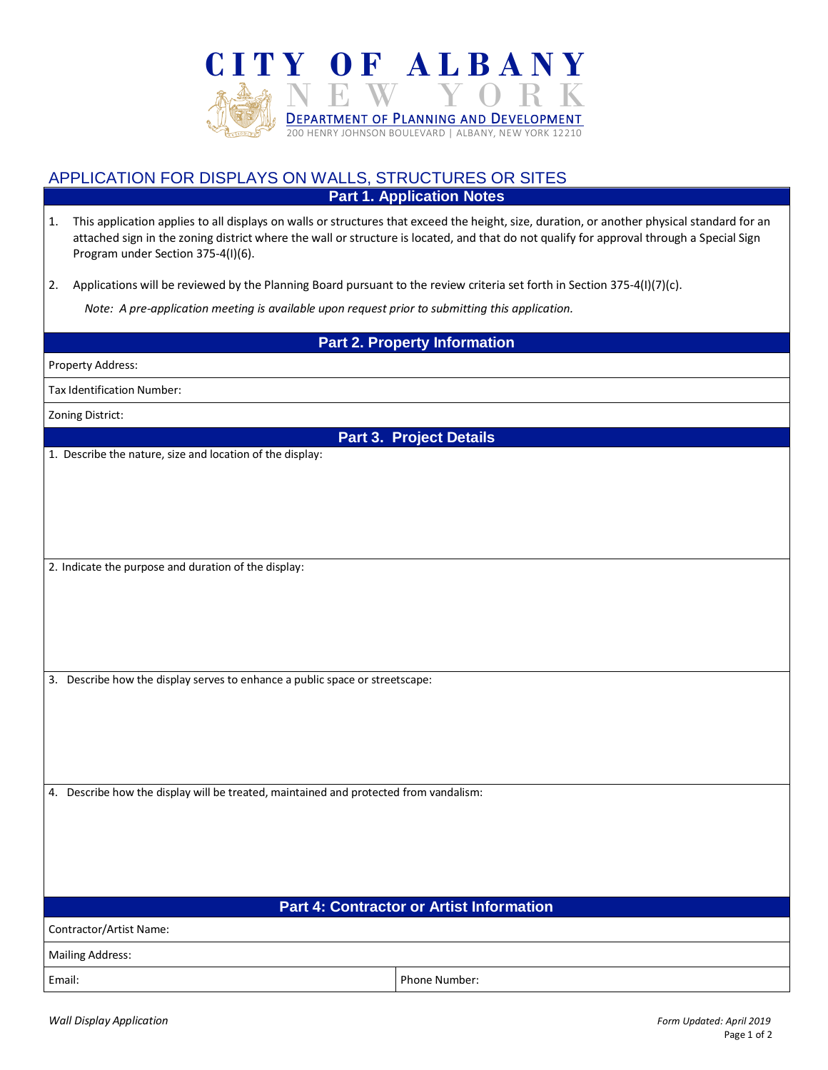# CITY OF ALBANY
## NEW YORK
### DEPARTMENT OF PLANNING AND DEVELOPMENT
200 HENRY JOHNSON BOULEVARD | ALBANY, NEW YORK 12210

## APPLICATION FOR DISPLAYS ON WALLS, STRUCTURES OR SITES

### Part 1. Application Notes

1. This application applies to all displays on walls or structures that exceed the height, size, duration, or another physical standard for an attached sign in the zoning district where the wall or structure is located, and that do not qualify for approval through a Special Sign Program under Section 375-4(I)(6).

2. Applications will be reviewed by the Planning Board pursuant to the review criteria set forth in Section 375-4(I)(7)(c).

   *Note: A pre-application meeting is available upon request prior to submitting this application.*

### Part 2. Property Information

Property Address:

Tax Identification Number:

Zoning District:

### Part 3. Project Details

1. Describe the nature, size and location of the display:

2. Indicate the purpose and duration of the display:

3. Describe how the display serves to enhance a public space or streetscape:

4. Describe how the display will be treated, maintained and protected from vandalism:

### Part 4: Contractor or Artist Information

Contractor/Artist Name:

Mailing Address:

| | |
|---|---|
| Email: | Phone Number: |

*Wall Display Application*

*Form Updated: April 2019*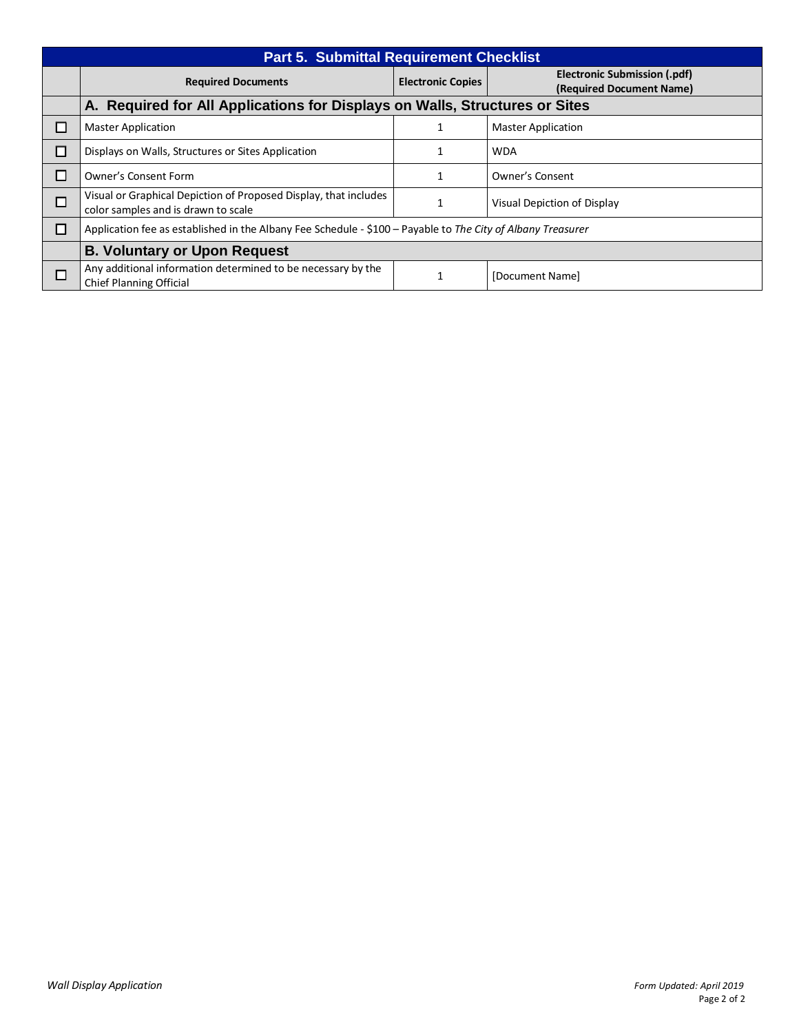| Part 5. Submittal Requirement Checklist | | | |
|---|---|---|---|
| | **Required Documents** | **Electronic Copies** | **Electronic Submission (.pdf) (Required Document Name)** |
| | **A. Required for All Applications for Displays on Walls, Structures or Sites** | | |
| ☐ | Master Application | 1 | Master Application |
| ☐ | Displays on Walls, Structures or Sites Application | 1 | WDA |
| ☐ | Owner's Consent Form | 1 | Owner's Consent |
| ☐ | Visual or Graphical Depiction of Proposed Display, that includes color samples and is drawn to scale | 1 | Visual Depiction of Display |
| ☐ | Application fee as established in the Albany Fee Schedule - $100 – Payable to *The City of Albany Treasurer* | | |
| | **B. Voluntary or Upon Request** | | |
| ☐ | Any additional information determined to be necessary by the Chief Planning Official | 1 | [Document Name] |

*Wall Display Application*

*Form Updated: April 2019*